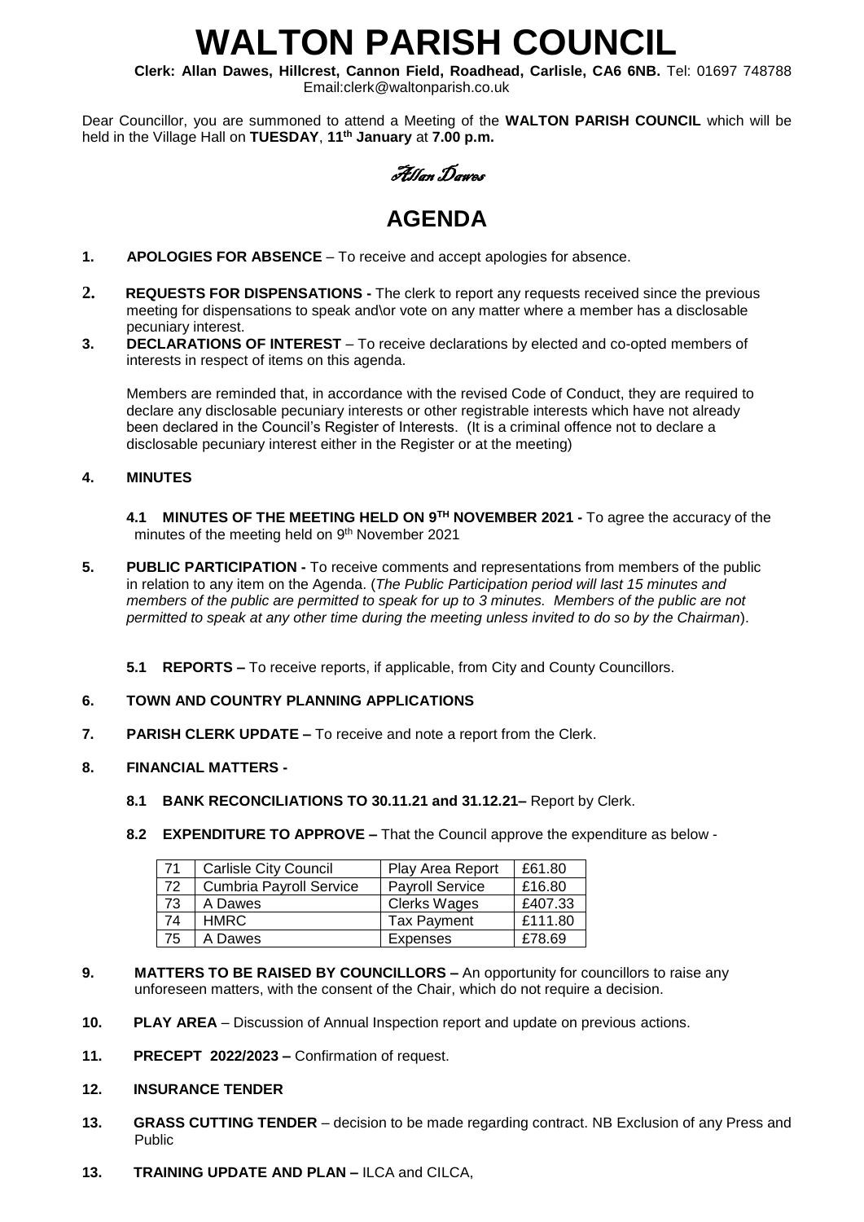# WALTON PARISH COUNCIL

**Clerk: Allan Dawes, Hillcrest, Cannon Field, Roadhead, Carlisle, CA6 6NB.** Tel: 01697 748788
Email:clerk@waltonparish.co.uk

Dear Councillor, you are summoned to attend a Meeting of the **WALTON PARISH COUNCIL** which will be held in the Village Hall on **TUESDAY**, **11th January** at **7.00 p.m.**

*Allan Dawes*

## AGENDA

1. **APOLOGIES FOR ABSENCE** – To receive and accept apologies for absence.

2. **REQUESTS FOR DISPENSATIONS -** The clerk to report any requests received since the previous meeting for dispensations to speak and\or vote on any matter where a member has a disclosable pecuniary interest.

3. **DECLARATIONS OF INTEREST** – To receive declarations by elected and co-opted members of interests in respect of items on this agenda.

   Members are reminded that, in accordance with the revised Code of Conduct, they are required to declare any disclosable pecuniary interests or other registrable interests which have not already been declared in the Council's Register of Interests. (It is a criminal offence not to declare a disclosable pecuniary interest either in the Register or at the meeting)

4. **MINUTES**

   **4.1 MINUTES OF THE MEETING HELD ON 9TH NOVEMBER 2021 -** To agree the accuracy of the minutes of the meeting held on 9th November 2021

5. **PUBLIC PARTICIPATION -** To receive comments and representations from members of the public in relation to any item on the Agenda. (*The Public Participation period will last 15 minutes and members of the public are permitted to speak for up to 3 minutes. Members of the public are not permitted to speak at any other time during the meeting unless invited to do so by the Chairman*).

   **5.1 REPORTS –** To receive reports, if applicable, from City and County Councillors.

6. **TOWN AND COUNTRY PLANNING APPLICATIONS**

7. **PARISH CLERK UPDATE –** To receive and note a report from the Clerk.

8. **FINANCIAL MATTERS -**

   **8.1 BANK RECONCILIATIONS TO 30.11.21 and 31.12.21–** Report by Clerk.

   **8.2 EXPENDITURE TO APPROVE –** That the Council approve the expenditure as below -

| 71 | Carlisle City Council | Play Area Report | £61.80 |
|---|---|---|---|
| 72 | Cumbria Payroll Service | Payroll Service | £16.80 |
| 73 | A Dawes | Clerks Wages | £407.33 |
| 74 | HMRC | Tax Payment | £111.80 |
| 75 | A Dawes | Expenses | £78.69 |

9. **MATTERS TO BE RAISED BY COUNCILLORS –** An opportunity for councillors to raise any unforeseen matters, with the consent of the Chair, which do not require a decision.

10. **PLAY AREA** – Discussion of Annual Inspection report and update on previous actions.

11. **PRECEPT 2022/2023 –** Confirmation of request.

12. **INSURANCE TENDER**

13. **GRASS CUTTING TENDER** – decision to be made regarding contract. NB Exclusion of any Press and Public

13. **TRAINING UPDATE AND PLAN –** ILCA and CILCA,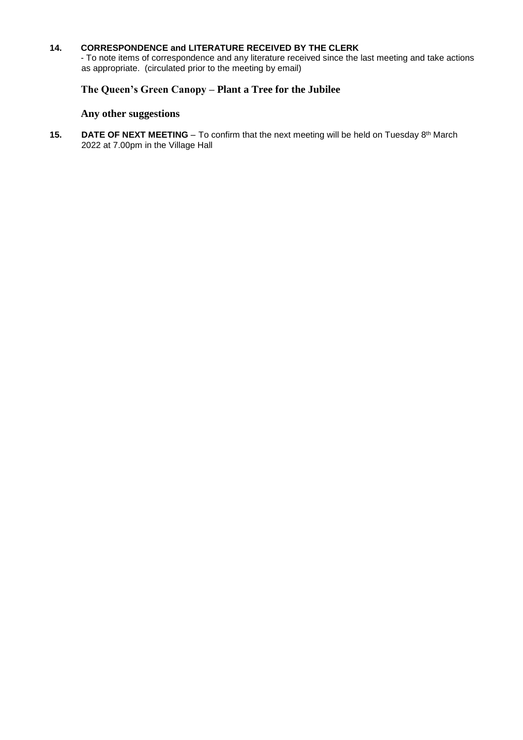**14. CORRESPONDENCE and LITERATURE RECEIVED BY THE CLERK**
- To note items of correspondence and any literature received since the last meeting and take actions as appropriate. (circulated prior to the meeting by email)

**The Queen's Green Canopy – Plant a Tree for the Jubilee**

**Any other suggestions**

**15. DATE OF NEXT MEETING** – To confirm that the next meeting will be held on Tuesday 8th March 2022 at 7.00pm in the Village Hall